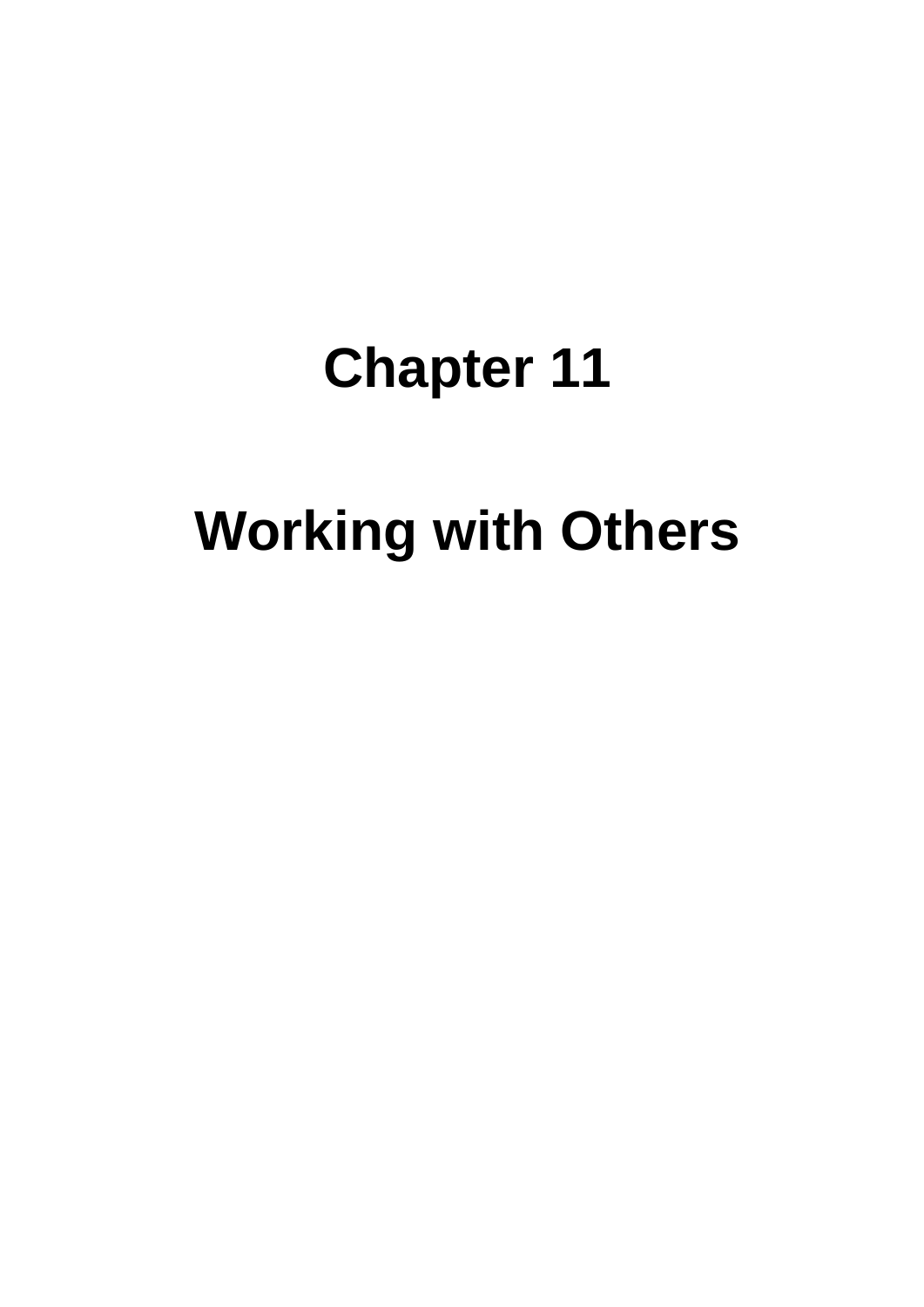# Chapter 11

# Working with Others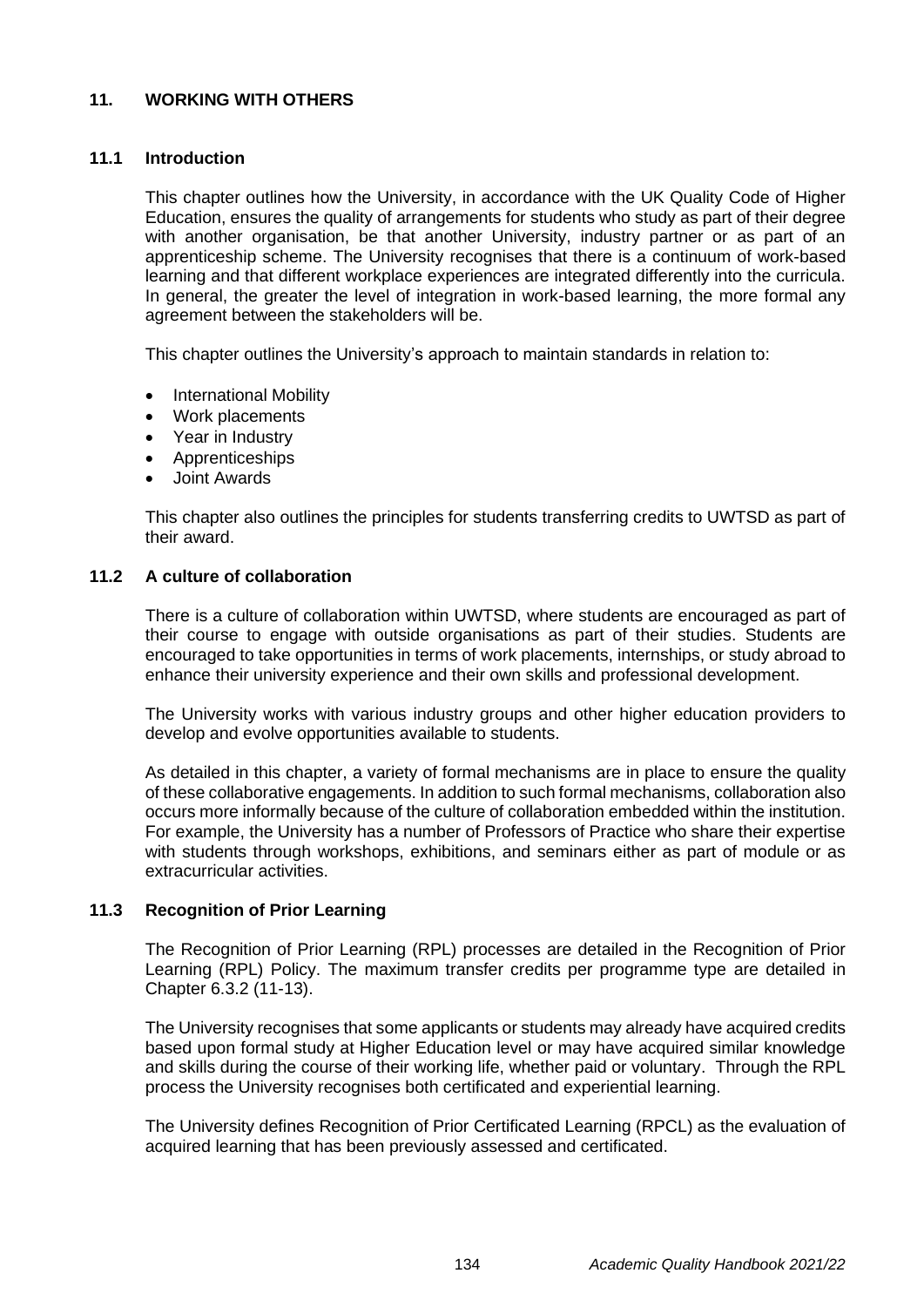## 11. WORKING WITH OTHERS

### 11.1 Introduction

This chapter outlines how the University, in accordance with the UK Quality Code of Higher Education, ensures the quality of arrangements for students who study as part of their degree with another organisation, be that another University, industry partner or as part of an apprenticeship scheme. The University recognises that there is a continuum of work-based learning and that different workplace experiences are integrated differently into the curricula. In general, the greater the level of integration in work-based learning, the more formal any agreement between the stakeholders will be.

This chapter outlines the University's approach to maintain standards in relation to:

- International Mobility
- Work placements
- Year in Industry
- Apprenticeships
- Joint Awards

This chapter also outlines the principles for students transferring credits to UWTSD as part of their award.

### 11.2 A culture of collaboration

There is a culture of collaboration within UWTSD, where students are encouraged as part of their course to engage with outside organisations as part of their studies. Students are encouraged to take opportunities in terms of work placements, internships, or study abroad to enhance their university experience and their own skills and professional development.

The University works with various industry groups and other higher education providers to develop and evolve opportunities available to students.

As detailed in this chapter, a variety of formal mechanisms are in place to ensure the quality of these collaborative engagements. In addition to such formal mechanisms, collaboration also occurs more informally because of the culture of collaboration embedded within the institution. For example, the University has a number of Professors of Practice who share their expertise with students through workshops, exhibitions, and seminars either as part of module or as extracurricular activities.

### 11.3 Recognition of Prior Learning

The Recognition of Prior Learning (RPL) processes are detailed in the Recognition of Prior Learning (RPL) Policy. The maximum transfer credits per programme type are detailed in Chapter 6.3.2 (11-13).

The University recognises that some applicants or students may already have acquired credits based upon formal study at Higher Education level or may have acquired similar knowledge and skills during the course of their working life, whether paid or voluntary. Through the RPL process the University recognises both certificated and experiential learning.

The University defines Recognition of Prior Certificated Learning (RPCL) as the evaluation of acquired learning that has been previously assessed and certificated.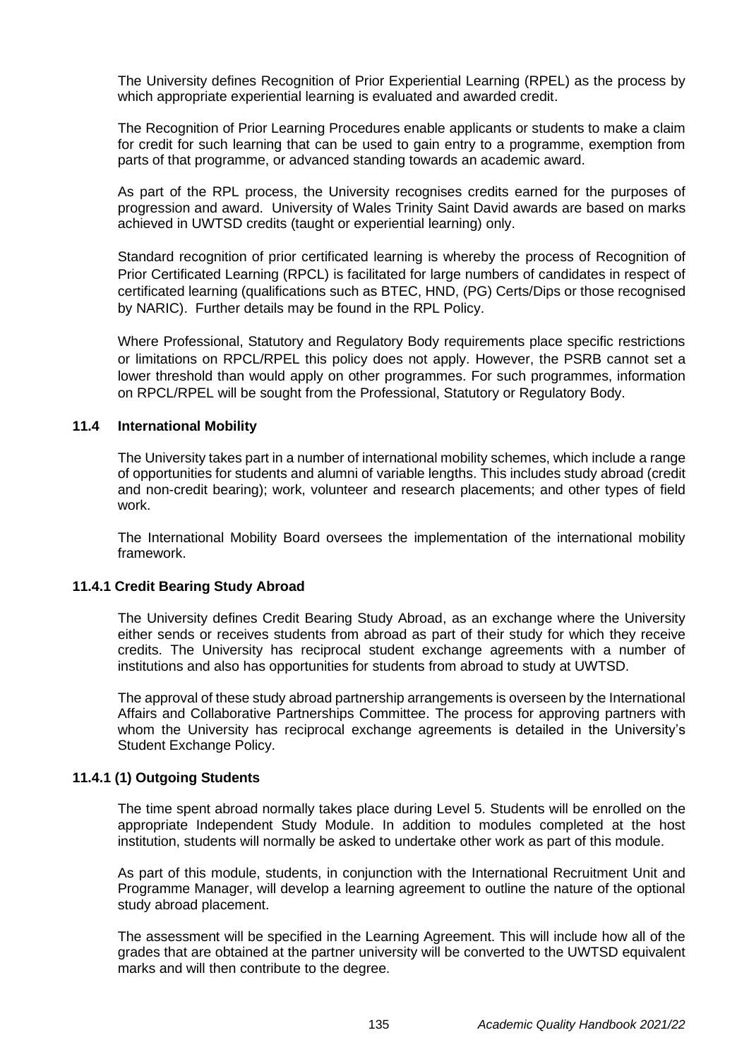The University defines Recognition of Prior Experiential Learning (RPEL) as the process by which appropriate experiential learning is evaluated and awarded credit.

The Recognition of Prior Learning Procedures enable applicants or students to make a claim for credit for such learning that can be used to gain entry to a programme, exemption from parts of that programme, or advanced standing towards an academic award.

As part of the RPL process, the University recognises credits earned for the purposes of progression and award. University of Wales Trinity Saint David awards are based on marks achieved in UWTSD credits (taught or experiential learning) only.

Standard recognition of prior certificated learning is whereby the process of Recognition of Prior Certificated Learning (RPCL) is facilitated for large numbers of candidates in respect of certificated learning (qualifications such as BTEC, HND, (PG) Certs/Dips or those recognised by NARIC). Further details may be found in the RPL Policy.

Where Professional, Statutory and Regulatory Body requirements place specific restrictions or limitations on RPCL/RPEL this policy does not apply. However, the PSRB cannot set a lower threshold than would apply on other programmes. For such programmes, information on RPCL/RPEL will be sought from the Professional, Statutory or Regulatory Body.

### 11.4 International Mobility

The University takes part in a number of international mobility schemes, which include a range of opportunities for students and alumni of variable lengths. This includes study abroad (credit and non-credit bearing); work, volunteer and research placements; and other types of field work.

The International Mobility Board oversees the implementation of the international mobility framework.

#### 11.4.1 Credit Bearing Study Abroad

The University defines Credit Bearing Study Abroad, as an exchange where the University either sends or receives students from abroad as part of their study for which they receive credits. The University has reciprocal student exchange agreements with a number of institutions and also has opportunities for students from abroad to study at UWTSD.

The approval of these study abroad partnership arrangements is overseen by the International Affairs and Collaborative Partnerships Committee. The process for approving partners with whom the University has reciprocal exchange agreements is detailed in the University's Student Exchange Policy.

#### 11.4.1 (1) Outgoing Students

The time spent abroad normally takes place during Level 5. Students will be enrolled on the appropriate Independent Study Module. In addition to modules completed at the host institution, students will normally be asked to undertake other work as part of this module.

As part of this module, students, in conjunction with the International Recruitment Unit and Programme Manager, will develop a learning agreement to outline the nature of the optional study abroad placement.

The assessment will be specified in the Learning Agreement. This will include how all of the grades that are obtained at the partner university will be converted to the UWTSD equivalent marks and will then contribute to the degree.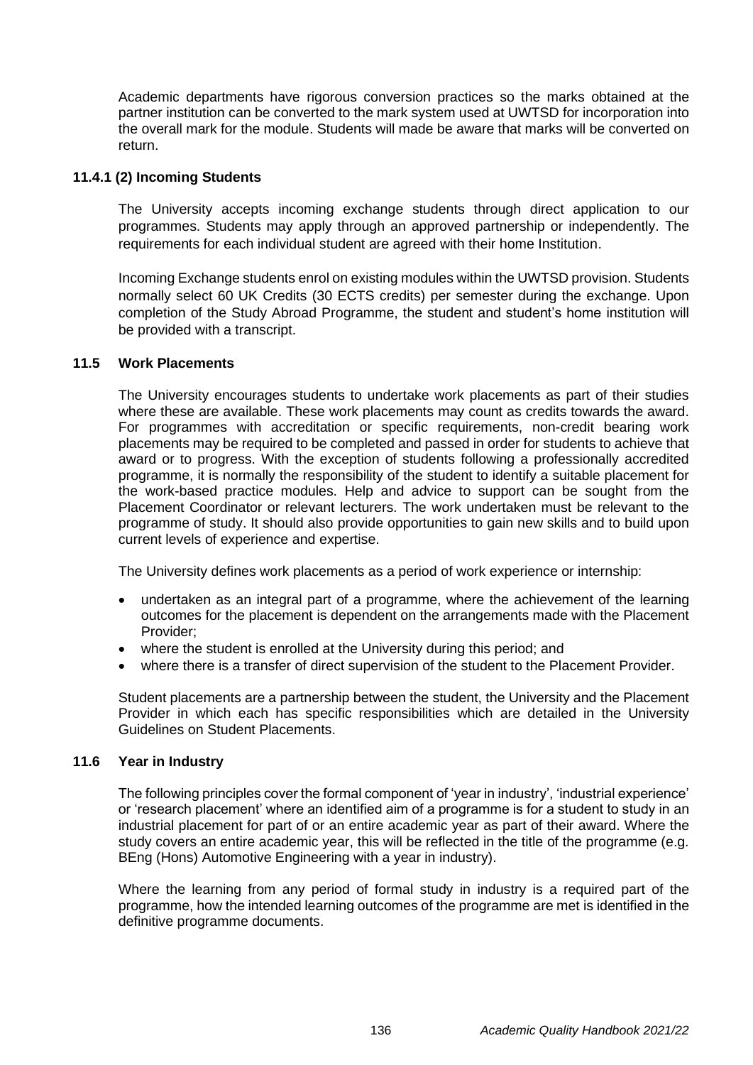Academic departments have rigorous conversion practices so the marks obtained at the partner institution can be converted to the mark system used at UWTSD for incorporation into the overall mark for the module. Students will made be aware that marks will be converted on return.

#### 11.4.1 (2) Incoming Students

The University accepts incoming exchange students through direct application to our programmes. Students may apply through an approved partnership or independently. The requirements for each individual student are agreed with their home Institution.

Incoming Exchange students enrol on existing modules within the UWTSD provision. Students normally select 60 UK Credits (30 ECTS credits) per semester during the exchange. Upon completion of the Study Abroad Programme, the student and student's home institution will be provided with a transcript.

### 11.5 Work Placements

The University encourages students to undertake work placements as part of their studies where these are available. These work placements may count as credits towards the award. For programmes with accreditation or specific requirements, non-credit bearing work placements may be required to be completed and passed in order for students to achieve that award or to progress. With the exception of students following a professionally accredited programme, it is normally the responsibility of the student to identify a suitable placement for the work-based practice modules. Help and advice to support can be sought from the Placement Coordinator or relevant lecturers. The work undertaken must be relevant to the programme of study. It should also provide opportunities to gain new skills and to build upon current levels of experience and expertise.

The University defines work placements as a period of work experience or internship:

- undertaken as an integral part of a programme, where the achievement of the learning outcomes for the placement is dependent on the arrangements made with the Placement Provider;
- where the student is enrolled at the University during this period; and
- where there is a transfer of direct supervision of the student to the Placement Provider.

Student placements are a partnership between the student, the University and the Placement Provider in which each has specific responsibilities which are detailed in the University Guidelines on Student Placements.

### 11.6 Year in Industry

The following principles cover the formal component of 'year in industry', 'industrial experience' or 'research placement' where an identified aim of a programme is for a student to study in an industrial placement for part of or an entire academic year as part of their award. Where the study covers an entire academic year, this will be reflected in the title of the programme (e.g. BEng (Hons) Automotive Engineering with a year in industry).

Where the learning from any period of formal study in industry is a required part of the programme, how the intended learning outcomes of the programme are met is identified in the definitive programme documents.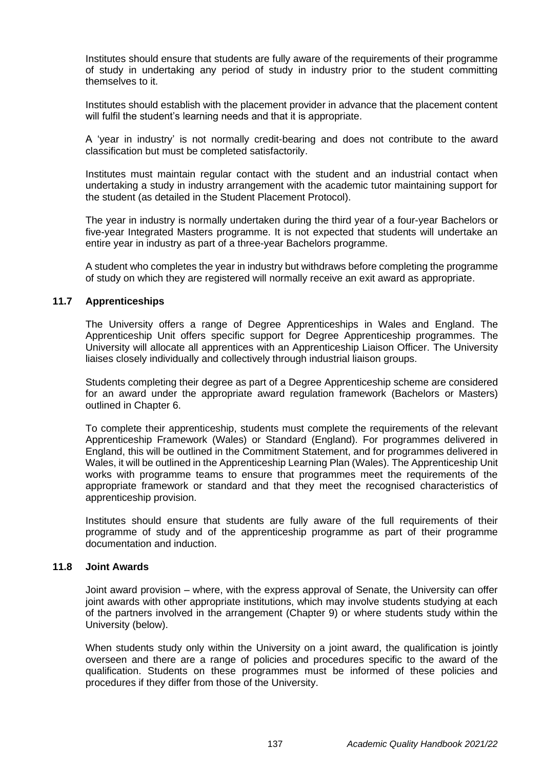Institutes should ensure that students are fully aware of the requirements of their programme of study in undertaking any period of study in industry prior to the student committing themselves to it.

Institutes should establish with the placement provider in advance that the placement content will fulfil the student's learning needs and that it is appropriate.

A 'year in industry' is not normally credit-bearing and does not contribute to the award classification but must be completed satisfactorily.

Institutes must maintain regular contact with the student and an industrial contact when undertaking a study in industry arrangement with the academic tutor maintaining support for the student (as detailed in the Student Placement Protocol).

The year in industry is normally undertaken during the third year of a four-year Bachelors or five-year Integrated Masters programme. It is not expected that students will undertake an entire year in industry as part of a three-year Bachelors programme.

A student who completes the year in industry but withdraws before completing the programme of study on which they are registered will normally receive an exit award as appropriate.

### 11.7 Apprenticeships

The University offers a range of Degree Apprenticeships in Wales and England. The Apprenticeship Unit offers specific support for Degree Apprenticeship programmes. The University will allocate all apprentices with an Apprenticeship Liaison Officer. The University liaises closely individually and collectively through industrial liaison groups.

Students completing their degree as part of a Degree Apprenticeship scheme are considered for an award under the appropriate award regulation framework (Bachelors or Masters) outlined in Chapter 6.

To complete their apprenticeship, students must complete the requirements of the relevant Apprenticeship Framework (Wales) or Standard (England). For programmes delivered in England, this will be outlined in the Commitment Statement, and for programmes delivered in Wales, it will be outlined in the Apprenticeship Learning Plan (Wales). The Apprenticeship Unit works with programme teams to ensure that programmes meet the requirements of the appropriate framework or standard and that they meet the recognised characteristics of apprenticeship provision.

Institutes should ensure that students are fully aware of the full requirements of their programme of study and of the apprenticeship programme as part of their programme documentation and induction.

### 11.8 Joint Awards

Joint award provision – where, with the express approval of Senate, the University can offer joint awards with other appropriate institutions, which may involve students studying at each of the partners involved in the arrangement (Chapter 9) or where students study within the University (below).

When students study only within the University on a joint award, the qualification is jointly overseen and there are a range of policies and procedures specific to the award of the qualification. Students on these programmes must be informed of these policies and procedures if they differ from those of the University.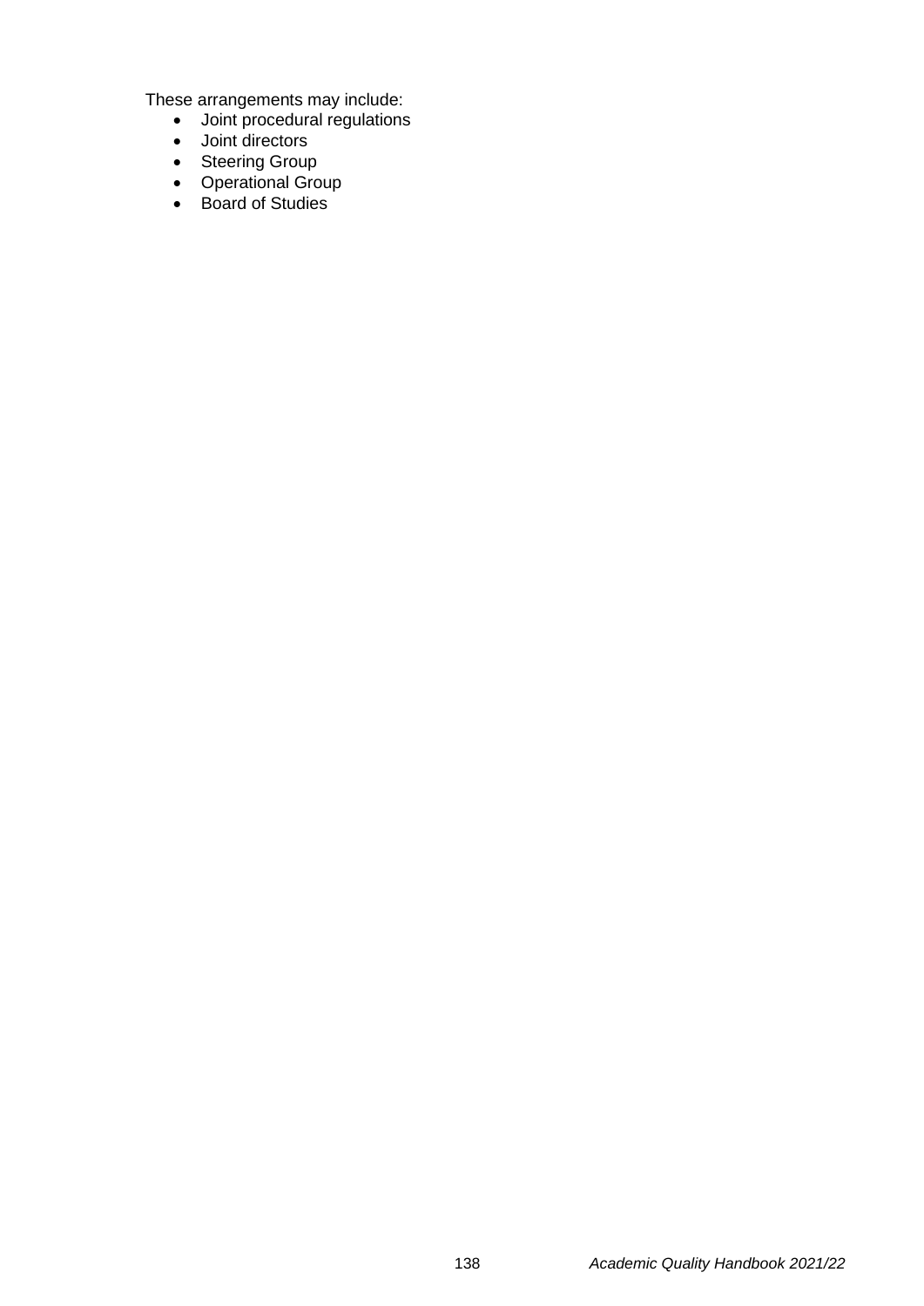These arrangements may include:

- Joint procedural regulations
- Joint directors
- Steering Group
- Operational Group
- Board of Studies